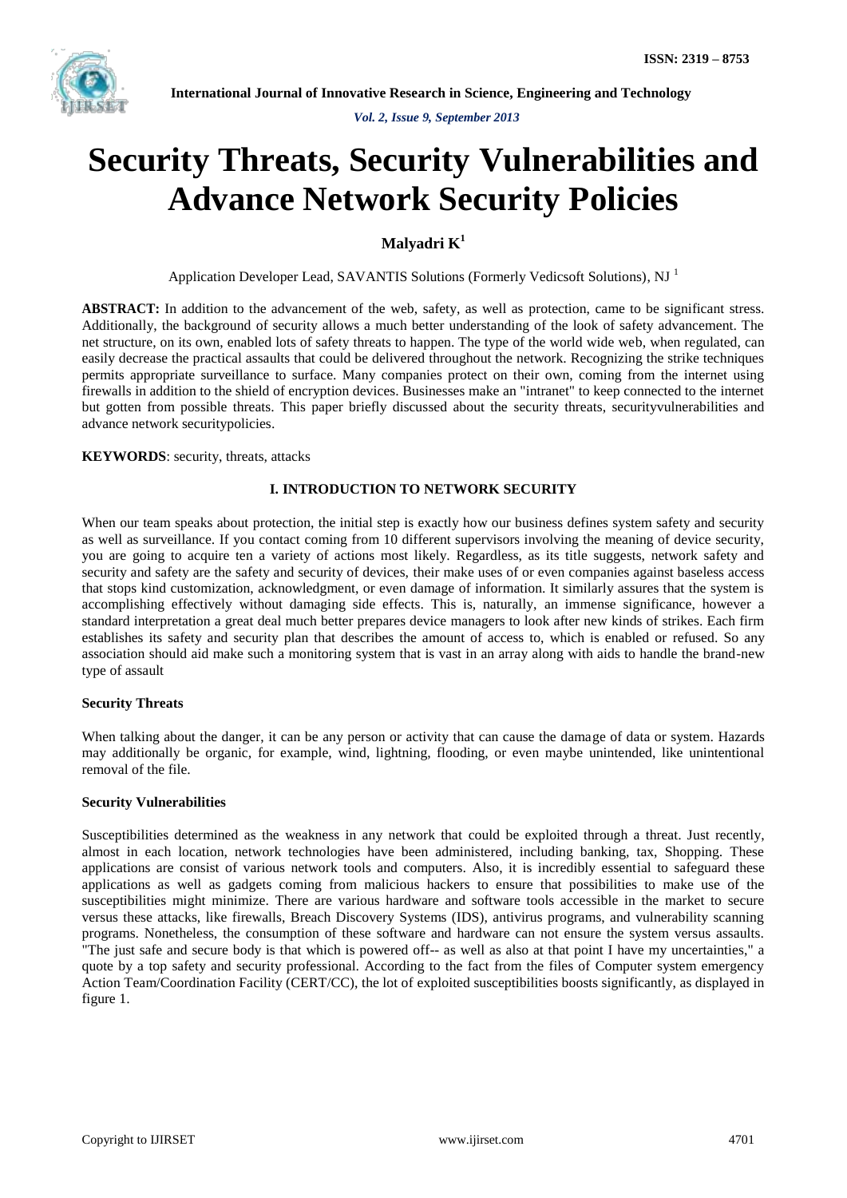# Security Threats, Security Vulnerabilities and Advance Network Security Policies

**Malyadri K[1]**

Application Developer Lead, SAVANTIS Solutions (Formerly Vedicsoft Solutions), NJ [1]

**ABSTRACT:** In addition to the advancement of the web, safety, as well as protection, came to be significant stress. Additionally, the background of security allows a much better understanding of the look of safety advancement. The net structure, on its own, enabled lots of safety threats to happen. The type of the world wide web, when regulated, can easily decrease the practical assaults that could be delivered throughout the network. Recognizing the strike techniques permits appropriate surveillance to surface. Many companies protect on their own, coming from the internet using firewalls in addition to the shield of encryption devices. Businesses make an "intranet" to keep connected to the internet but gotten from possible threats. This paper briefly discussed about the security threats, securityvulnerabilities and advance network securitypolicies.

**KEYWORDS**: security, threats, attacks

## I. INTRODUCTION TO NETWORK SECURITY

When our team speaks about protection, the initial step is exactly how our business defines system safety and security as well as surveillance. If you contact coming from 10 different supervisors involving the meaning of device security, you are going to acquire ten a variety of actions most likely. Regardless, as its title suggests, network safety and security and safety are the safety and security of devices, their make uses of or even companies against baseless access that stops kind customization, acknowledgment, or even damage of information. It similarly assures that the system is accomplishing effectively without damaging side effects. This is, naturally, an immense significance, however a standard interpretation a great deal much better prepares device managers to look after new kinds of strikes. Each firm establishes its safety and security plan that describes the amount of access to, which is enabled or refused. So any association should aid make such a monitoring system that is vast in an array along with aids to handle the brand-new type of assault

### Security Threats

When talking about the danger, it can be any person or activity that can cause the damage of data or system. Hazards may additionally be organic, for example, wind, lightning, flooding, or even maybe unintended, like unintentional removal of the file.

### Security Vulnerabilities

Susceptibilities determined as the weakness in any network that could be exploited through a threat. Just recently, almost in each location, network technologies have been administered, including banking, tax, Shopping. These applications are consist of various network tools and computers. Also, it is incredibly essential to safeguard these applications as well as gadgets coming from malicious hackers to ensure that possibilities to make use of the susceptibilities might minimize. There are various hardware and software tools accessible in the market to secure versus these attacks, like firewalls, Breach Discovery Systems (IDS), antivirus programs, and vulnerability scanning programs. Nonetheless, the consumption of these software and hardware can not ensure the system versus assaults. "The just safe and secure body is that which is powered off-- as well as also at that point I have my uncertainties," a quote by a top safety and security professional. According to the fact from the files of Computer system emergency Action Team/Coordination Facility (CERT/CC), the lot of exploited susceptibilities boosts significantly, as displayed in figure 1.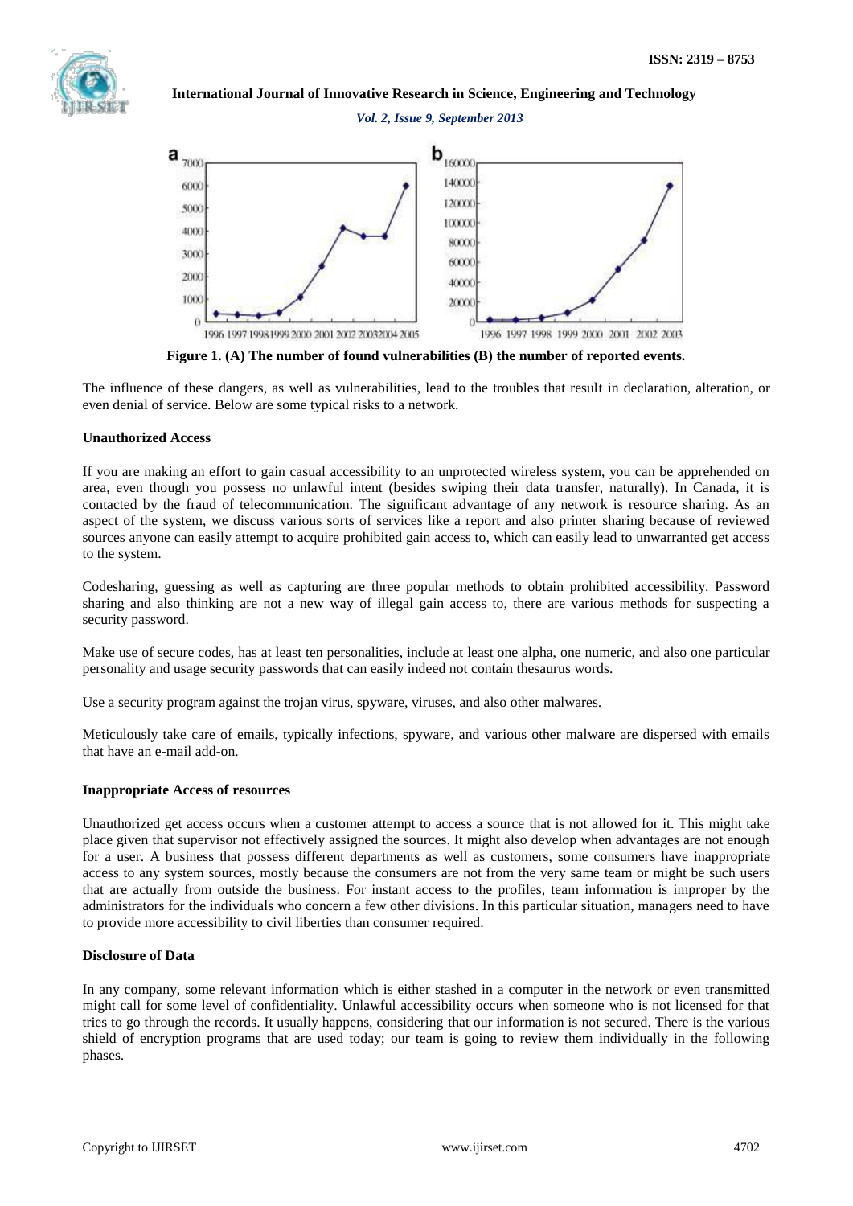Figure 1. (A) The number of found vulnerabilities (B) the number of reported events.

The influence of these dangers, as well as vulnerabilities, lead to the troubles that result in declaration, alteration, or even denial of service. Below are some typical risks to a network.

**Unauthorized Access**

If you are making an effort to gain casual accessibility to an unprotected wireless system, you can be apprehended on area, even though you possess no unlawful intent (besides swiping their data transfer, naturally). In Canada, it is contacted by the fraud of telecommunication. The significant advantage of any network is resource sharing. As an aspect of the system, we discuss various sorts of services like a report and also printer sharing because of reviewed sources anyone can easily attempt to acquire prohibited gain access to, which can easily lead to unwarranted get access to the system.

Codesharing, guessing as well as capturing are three popular methods to obtain prohibited accessibility. Password sharing and also thinking are not a new way of illegal gain access to, there are various methods for suspecting a security password.

Make use of secure codes, has at least ten personalities, include at least one alpha, one numeric, and also one particular personality and usage security passwords that can easily indeed not contain thesaurus words.

Use a security program against the trojan virus, spyware, viruses, and also other malwares.

Meticulously take care of emails, typically infections, spyware, and various other malware are dispersed with emails that have an e-mail add-on.

**Inappropriate Access of resources**

Unauthorized get access occurs when a customer attempt to access a source that is not allowed for it. This might take place given that supervisor not effectively assigned the sources. It might also develop when advantages are not enough for a user. A business that possess different departments as well as customers, some consumers have inappropriate access to any system sources, mostly because the consumers are not from the very same team or might be such users that are actually from outside the business. For instant access to the profiles, team information is improper by the administrators for the individuals who concern a few other divisions. In this particular situation, managers need to have to provide more accessibility to civil liberties than consumer required.

**Disclosure of Data**

In any company, some relevant information which is either stashed in a computer in the network or even transmitted might call for some level of confidentiality. Unlawful accessibility occurs when someone who is not licensed for that tries to go through the records. It usually happens, considering that our information is not secured. There is the various shield of encryption programs that are used today; our team is going to review them individually in the following phases.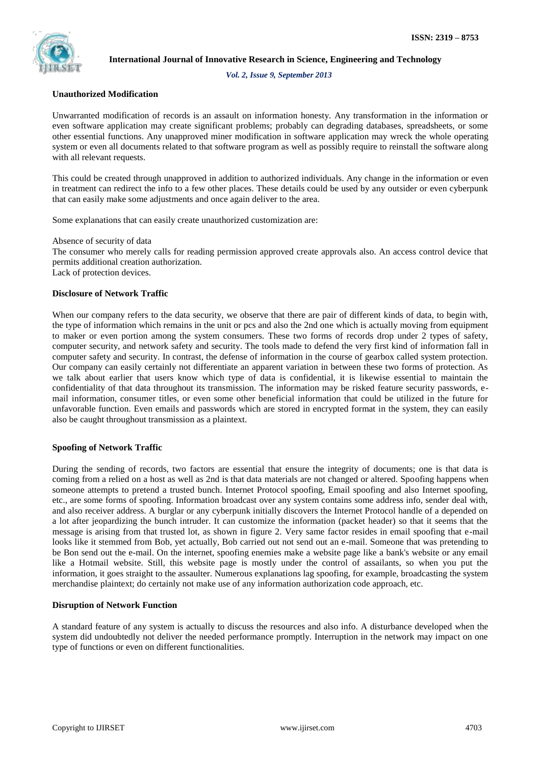### Unauthorized Modification

Unwarranted modification of records is an assault on information honesty. Any transformation in the information or even software application may create significant problems; probably can degrading databases, spreadsheets, or some other essential functions. Any unapproved miner modification in software application may wreck the whole operating system or even all documents related to that software program as well as possibly require to reinstall the software along with all relevant requests.

This could be created through unapproved in addition to authorized individuals. Any change in the information or even in treatment can redirect the info to a few other places. These details could be used by any outsider or even cyberpunk that can easily make some adjustments and once again deliver to the area.

Some explanations that can easily create unauthorized customization are:

Absence of security of data

The consumer who merely calls for reading permission approved create approvals also. An access control device that permits additional creation authorization.

Lack of protection devices.

### Disclosure of Network Traffic

When our company refers to the data security, we observe that there are pair of different kinds of data, to begin with, the type of information which remains in the unit or pcs and also the 2nd one which is actually moving from equipment to maker or even portion among the system consumers. These two forms of records drop under 2 types of safety, computer security, and network safety and security. The tools made to defend the very first kind of information fall in computer safety and security. In contrast, the defense of information in the course of gearbox called system protection. Our company can easily certainly not differentiate an apparent variation in between these two forms of protection. As we talk about earlier that users know which type of data is confidential, it is likewise essential to maintain the confidentiality of that data throughout its transmission. The information may be risked feature security passwords, e-mail information, consumer titles, or even some other beneficial information that could be utilized in the future for unfavorable function. Even emails and passwords which are stored in encrypted format in the system, they can easily also be caught throughout transmission as a plaintext.

### Spoofing of Network Traffic

During the sending of records, two factors are essential that ensure the integrity of documents; one is that data is coming from a relied on a host as well as 2nd is that data materials are not changed or altered. Spoofing happens when someone attempts to pretend a trusted bunch. Internet Protocol spoofing, Email spoofing and also Internet spoofing, etc., are some forms of spoofing. Information broadcast over any system contains some address info, sender deal with, and also receiver address. A burglar or any cyberpunk initially discovers the Internet Protocol handle of a depended on a lot after jeopardizing the bunch intruder. It can customize the information (packet header) so that it seems that the message is arising from that trusted lot, as shown in figure 2. Very same factor resides in email spoofing that e-mail looks like it stemmed from Bob, yet actually, Bob carried out not send out an e-mail. Someone that was pretending to be Bon send out the e-mail. On the internet, spoofing enemies make a website page like a bank's website or any email like a Hotmail website. Still, this website page is mostly under the control of assailants, so when you put the information, it goes straight to the assaulter. Numerous explanations lag spoofing, for example, broadcasting the system merchandise plaintext; do certainly not make use of any information authorization code approach, etc.

### Disruption of Network Function

A standard feature of any system is actually to discuss the resources and also info. A disturbance developed when the system did undoubtedly not deliver the needed performance promptly. Interruption in the network may impact on one type of functions or even on different functionalities.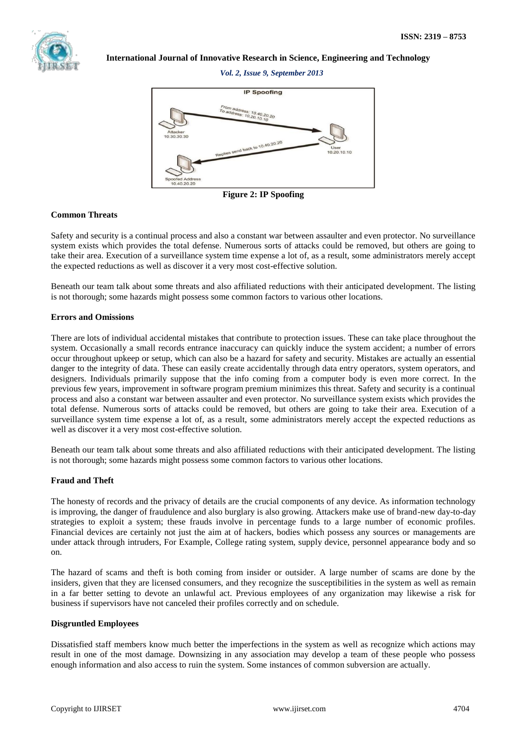Figure 2: IP Spoofing

**Common Threats**

Safety and security is a continual process and also a constant war between assaulter and even protector. No surveillance system exists which provides the total defense. Numerous sorts of attacks could be removed, but others are going to take their area. Execution of a surveillance system time expense a lot of, as a result, some administrators merely accept the expected reductions as well as discover it a very most cost-effective solution.

Beneath our team talk about some threats and also affiliated reductions with their anticipated development. The listing is not thorough; some hazards might possess some common factors to various other locations.

**Errors and Omissions**

There are lots of individual accidental mistakes that contribute to protection issues. These can take place throughout the system. Occasionally a small records entrance inaccuracy can quickly induce the system accident; a number of errors occur throughout upkeep or setup, which can also be a hazard for safety and security. Mistakes are actually an essential danger to the integrity of data. These can easily create accidentally through data entry operators, system operators, and designers. Individuals primarily suppose that the info coming from a computer body is even more correct. In the previous few years, improvement in software program premium minimizes this threat. Safety and security is a continual process and also a constant war between assaulter and even protector. No surveillance system exists which provides the total defense. Numerous sorts of attacks could be removed, but others are going to take their area. Execution of a surveillance system time expense a lot of, as a result, some administrators merely accept the expected reductions as well as discover it a very most cost-effective solution.

Beneath our team talk about some threats and also affiliated reductions with their anticipated development. The listing is not thorough; some hazards might possess some common factors to various other locations.

**Fraud and Theft**

The honesty of records and the privacy of details are the crucial components of any device. As information technology is improving, the danger of fraudulence and also burglary is also growing. Attackers make use of brand-new day-to-day strategies to exploit a system; these frauds involve in percentage funds to a large number of economic profiles. Financial devices are certainly not just the aim at of hackers, bodies which possess any sources or managements are under attack through intruders, For Example, College rating system, supply device, personnel appearance body and so on.

The hazard of scams and theft is both coming from insider or outsider. A large number of scams are done by the insiders, given that they are licensed consumers, and they recognize the susceptibilities in the system as well as remain in a far better setting to devote an unlawful act. Previous employees of any organization may likewise a risk for business if supervisors have not canceled their profiles correctly and on schedule.

**Disgruntled Employees**

Dissatisfied staff members know much better the imperfections in the system as well as recognize which actions may result in one of the most damage. Downsizing in any association may develop a team of these people who possess enough information and also access to ruin the system. Some instances of common subversion are actually.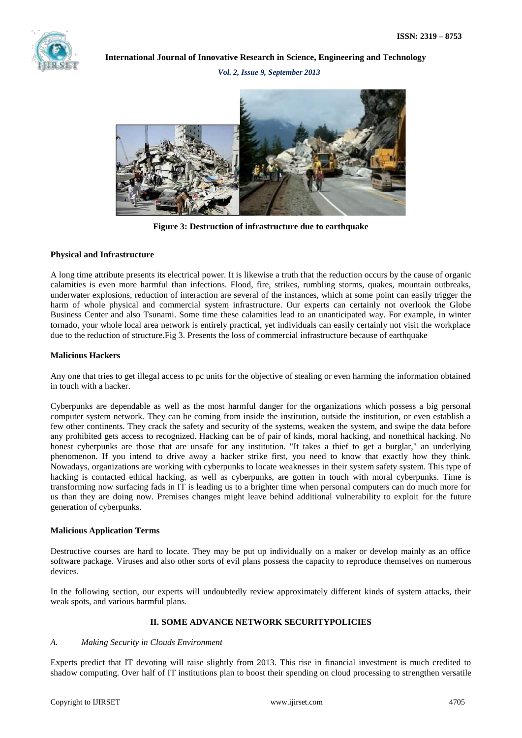**Figure 3: Destruction of infrastructure due to earthquake**

**Physical and Infrastructure**

A long time attribute presents its electrical power. It is likewise a truth that the reduction occurs by the cause of organic calamities is even more harmful than infections. Flood, fire, strikes, rumbling storms, quakes, mountain outbreaks, underwater explosions, reduction of interaction are several of the instances, which at some point can easily trigger the harm of whole physical and commercial system infrastructure. Our experts can certainly not overlook the Globe Business Center and also Tsunami. Some time these calamities lead to an unanticipated way. For example, in winter tornado, your whole local area network is entirely practical, yet individuals can easily certainly not visit the workplace due to the reduction of structure.Fig 3. Presents the loss of commercial infrastructure because of earthquake

**Malicious Hackers**

Any one that tries to get illegal access to pc units for the objective of stealing or even harming the information obtained in touch with a hacker.

Cyberpunks are dependable as well as the most harmful danger for the organizations which possess a big personal computer system network. They can be coming from inside the institution, outside the institution, or even establish a few other continents. They crack the safety and security of the systems, weaken the system, and swipe the data before any prohibited gets access to recognized. Hacking can be of pair of kinds, moral hacking, and nonethical hacking. No honest cyberpunks are those that are unsafe for any institution. "It takes a thief to get a burglar," an underlying phenomenon. If you intend to drive away a hacker strike first, you need to know that exactly how they think. Nowadays, organizations are working with cyberpunks to locate weaknesses in their system safety system. This type of hacking is contacted ethical hacking, as well as cyberpunks, are gotten in touch with moral cyberpunks. Time is transforming now surfacing fads in IT is leading us to a brighter time when personal computers can do much more for us than they are doing now. Premises changes might leave behind additional vulnerability to exploit for the future generation of cyberpunks.

**Malicious Application Terms**

Destructive courses are hard to locate. They may be put up individually on a maker or develop mainly as an office software package. Viruses and also other sorts of evil plans possess the capacity to reproduce themselves on numerous devices.

In the following section, our experts will undoubtedly review approximately different kinds of system attacks, their weak spots, and various harmful plans.

## II. SOME ADVANCE NETWORK SECURITYPOLICIES

### *A. Making Security in Clouds Environment*

Experts predict that IT devoting will raise slightly from 2013. This rise in financial investment is much credited to shadow computing. Over half of IT institutions plan to boost their spending on cloud processing to strengthen versatile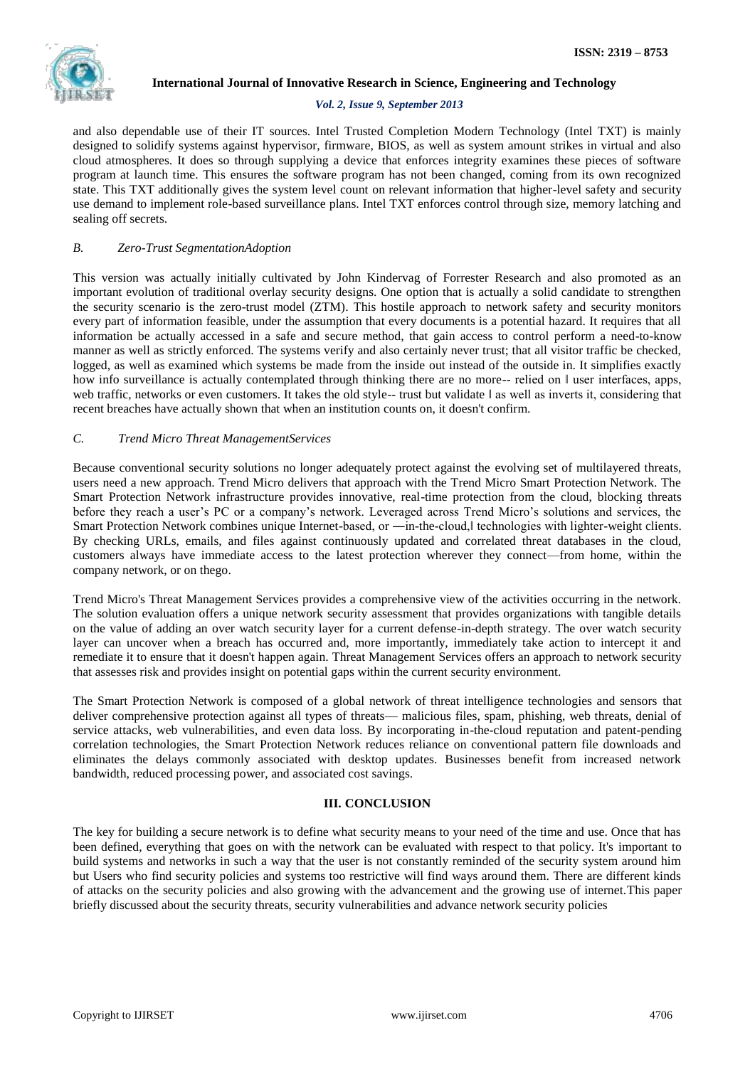and also dependable use of their IT sources. Intel Trusted Completion Modern Technology (Intel TXT) is mainly designed to solidify systems against hypervisor, firmware, BIOS, as well as system amount strikes in virtual and also cloud atmospheres. It does so through supplying a device that enforces integrity examines these pieces of software program at launch time. This ensures the software program has not been changed, coming from its own recognized state. This TXT additionally gives the system level count on relevant information that higher-level safety and security use demand to implement role-based surveillance plans. Intel TXT enforces control through size, memory latching and sealing off secrets.

### *B. Zero-Trust SegmentationAdoption*

This version was actually initially cultivated by John Kindervag of Forrester Research and also promoted as an important evolution of traditional overlay security designs. One option that is actually a solid candidate to strengthen the security scenario is the zero-trust model (ZTM). This hostile approach to network safety and security monitors every part of information feasible, under the assumption that every documents is a potential hazard. It requires that all information be actually accessed in a safe and secure method, that gain access to control perform a need-to-know manner as well as strictly enforced. The systems verify and also certainly never trust; that all visitor traffic be checked, logged, as well as examined which systems be made from the inside out instead of the outside in. It simplifies exactly how info surveillance is actually contemplated through thinking there are no more-- relied on ‖ user interfaces, apps, web traffic, networks or even customers. It takes the old style-- trust but validate ‖ as well as inverts it, considering that recent breaches have actually shown that when an institution counts on, it doesn't confirm.

### *C. Trend Micro Threat ManagementServices*

Because conventional security solutions no longer adequately protect against the evolving set of multilayered threats, users need a new approach. Trend Micro delivers that approach with the Trend Micro Smart Protection Network. The Smart Protection Network infrastructure provides innovative, real-time protection from the cloud, blocking threats before they reach a user's PC or a company's network. Leveraged across Trend Micro's solutions and services, the Smart Protection Network combines unique Internet-based, or ―in-the-cloud,‖ technologies with lighter-weight clients. By checking URLs, emails, and files against continuously updated and correlated threat databases in the cloud, customers always have immediate access to the latest protection wherever they connect—from home, within the company network, or on thego.

Trend Micro's Threat Management Services provides a comprehensive view of the activities occurring in the network. The solution evaluation offers a unique network security assessment that provides organizations with tangible details on the value of adding an over watch security layer for a current defense-in-depth strategy. The over watch security layer can uncover when a breach has occurred and, more importantly, immediately take action to intercept it and remediate it to ensure that it doesn't happen again. Threat Management Services offers an approach to network security that assesses risk and provides insight on potential gaps within the current security environment.

The Smart Protection Network is composed of a global network of threat intelligence technologies and sensors that deliver comprehensive protection against all types of threats— malicious files, spam, phishing, web threats, denial of service attacks, web vulnerabilities, and even data loss. By incorporating in-the-cloud reputation and patent-pending correlation technologies, the Smart Protection Network reduces reliance on conventional pattern file downloads and eliminates the delays commonly associated with desktop updates. Businesses benefit from increased network bandwidth, reduced processing power, and associated cost savings.

## III. CONCLUSION

The key for building a secure network is to define what security means to your need of the time and use. Once that has been defined, everything that goes on with the network can be evaluated with respect to that policy. It's important to build systems and networks in such a way that the user is not constantly reminded of the security system around him but Users who find security policies and systems too restrictive will find ways around them. There are different kinds of attacks on the security policies and also growing with the advancement and the growing use of internet.This paper briefly discussed about the security threats, security vulnerabilities and advance network security policies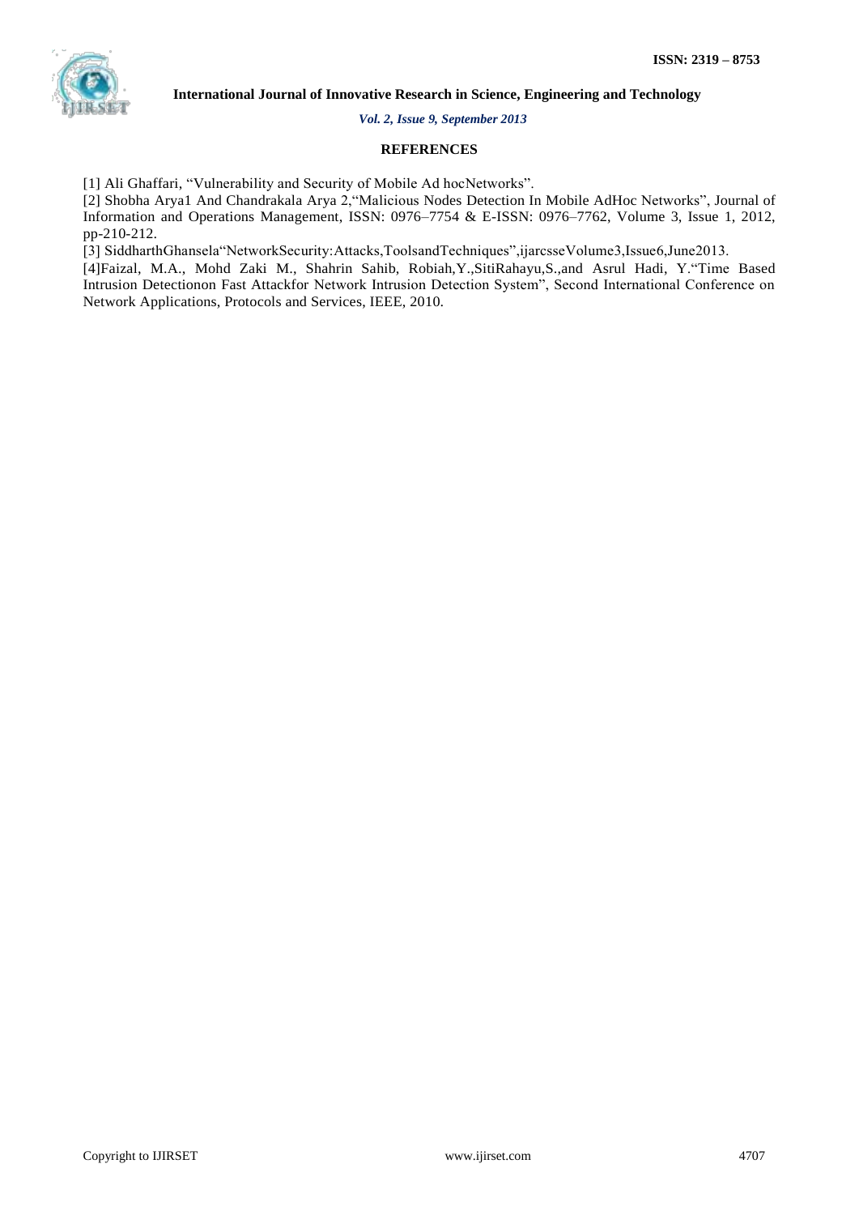## REFERENCES

[1] Ali Ghaffari, "Vulnerability and Security of Mobile Ad hocNetworks".

[2] Shobha Arya1 And Chandrakala Arya 2,"Malicious Nodes Detection In Mobile AdHoc Networks", Journal of Information and Operations Management, ISSN: 0976–7754 & E-ISSN: 0976–7762, Volume 3, Issue 1, 2012, pp-210-212.

[3] SiddharthGhansela"NetworkSecurity:Attacks,ToolsandTechniques",ijarcsseVolume3,Issue6,June2013.

[4]Faizal, M.A., Mohd Zaki M., Shahrin Sahib, Robiah,Y.,SitiRahayu,S.,and Asrul Hadi, Y."Time Based Intrusion Detectionon Fast Attackfor Network Intrusion Detection System", Second International Conference on Network Applications, Protocols and Services, IEEE, 2010.